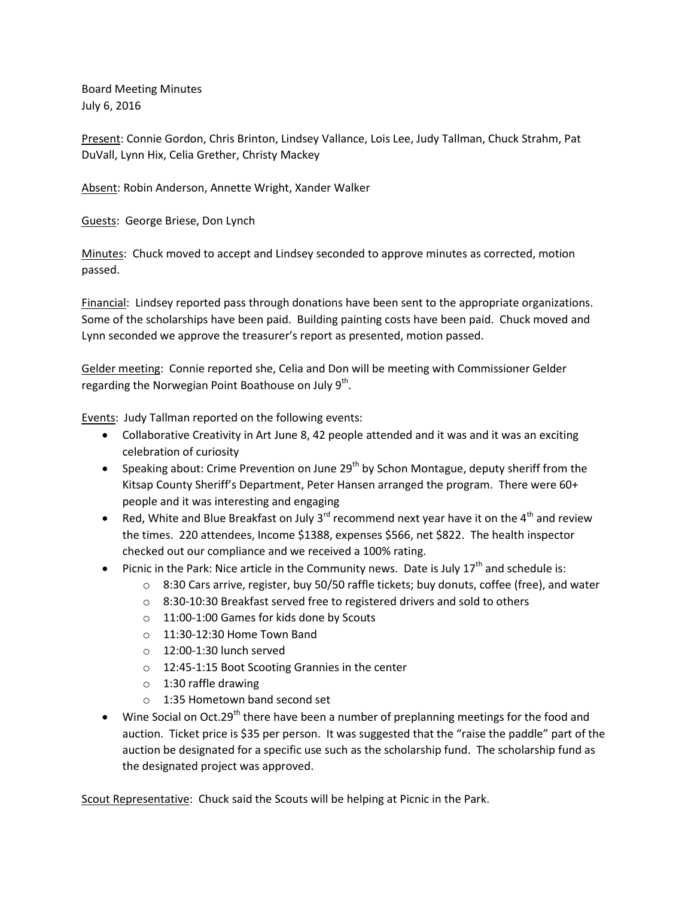Board Meeting Minutes
July 6, 2016

<u>Present</u>: Connie Gordon, Chris Brinton, Lindsey Vallance, Lois Lee, Judy Tallman, Chuck Strahm, Pat DuVall, Lynn Hix, Celia Grether, Christy Mackey

<u>Absent</u>: Robin Anderson, Annette Wright, Xander Walker

<u>Guests</u>: George Briese, Don Lynch

<u>Minutes</u>: Chuck moved to accept and Lindsey seconded to approve minutes as corrected, motion passed.

<u>Financial</u>: Lindsey reported pass through donations have been sent to the appropriate organizations. Some of the scholarships have been paid. Building painting costs have been paid. Chuck moved and Lynn seconded we approve the treasurer's report as presented, motion passed.

<u>Gelder meeting</u>: Connie reported she, Celia and Don will be meeting with Commissioner Gelder regarding the Norwegian Point Boathouse on July 9th.

<u>Events</u>: Judy Tallman reported on the following events:

- Collaborative Creativity in Art June 8, 42 people attended and it was and it was an exciting celebration of curiosity
- Speaking about: Crime Prevention on June 29th by Schon Montague, deputy sheriff from the Kitsap County Sheriff's Department, Peter Hansen arranged the program. There were 60+ people and it was interesting and engaging
- Red, White and Blue Breakfast on July 3rd recommend next year have it on the 4th and review the times. 220 attendees, Income $1388, expenses $566, net $822. The health inspector checked out our compliance and we received a 100% rating.
- Picnic in the Park: Nice article in the Community news. Date is July 17th and schedule is:
  - 8:30 Cars arrive, register, buy 50/50 raffle tickets; buy donuts, coffee (free), and water
  - 8:30-10:30 Breakfast served free to registered drivers and sold to others
  - 11:00-1:00 Games for kids done by Scouts
  - 11:30-12:30 Home Town Band
  - 12:00-1:30 lunch served
  - 12:45-1:15 Boot Scooting Grannies in the center
  - 1:30 raffle drawing
  - 1:35 Hometown band second set
- Wine Social on Oct.29th there have been a number of preplanning meetings for the food and auction. Ticket price is $35 per person. It was suggested that the "raise the paddle" part of the auction be designated for a specific use such as the scholarship fund. The scholarship fund as the designated project was approved.

<u>Scout Representative</u>: Chuck said the Scouts will be helping at Picnic in the Park.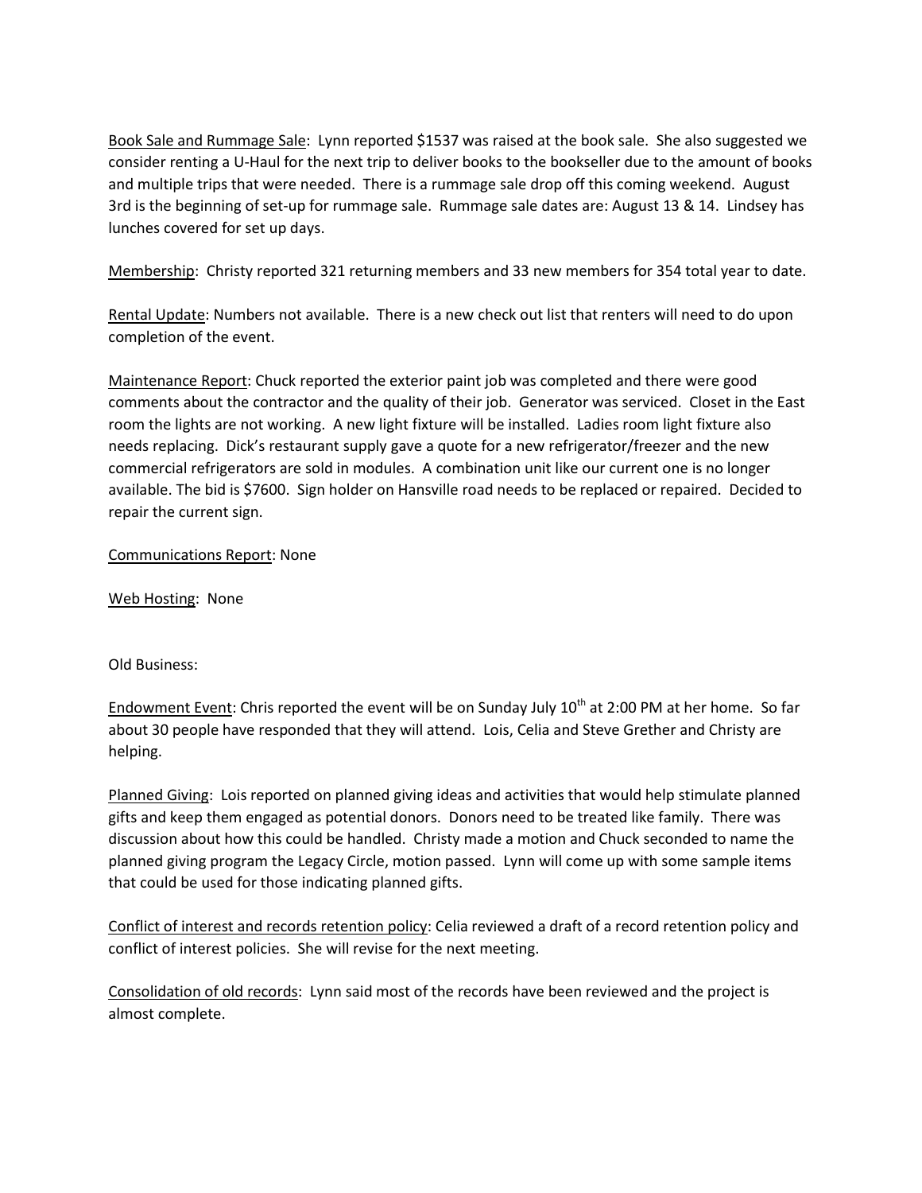Book Sale and Rummage Sale: Lynn reported $1537 was raised at the book sale. She also suggested we consider renting a U-Haul for the next trip to deliver books to the bookseller due to the amount of books and multiple trips that were needed. There is a rummage sale drop off this coming weekend. August 3rd is the beginning of set-up for rummage sale. Rummage sale dates are: August 13 & 14. Lindsey has lunches covered for set up days.

Membership: Christy reported 321 returning members and 33 new members for 354 total year to date.

Rental Update: Numbers not available. There is a new check out list that renters will need to do upon completion of the event.

Maintenance Report: Chuck reported the exterior paint job was completed and there were good comments about the contractor and the quality of their job. Generator was serviced. Closet in the East room the lights are not working. A new light fixture will be installed. Ladies room light fixture also needs replacing. Dick's restaurant supply gave a quote for a new refrigerator/freezer and the new commercial refrigerators are sold in modules. A combination unit like our current one is no longer available. The bid is $7600. Sign holder on Hansville road needs to be replaced or repaired. Decided to repair the current sign.

Communications Report: None

Web Hosting: None

Old Business:

Endowment Event: Chris reported the event will be on Sunday July 10th at 2:00 PM at her home. So far about 30 people have responded that they will attend. Lois, Celia and Steve Grether and Christy are helping.

Planned Giving: Lois reported on planned giving ideas and activities that would help stimulate planned gifts and keep them engaged as potential donors. Donors need to be treated like family. There was discussion about how this could be handled. Christy made a motion and Chuck seconded to name the planned giving program the Legacy Circle, motion passed. Lynn will come up with some sample items that could be used for those indicating planned gifts.

Conflict of interest and records retention policy: Celia reviewed a draft of a record retention policy and conflict of interest policies. She will revise for the next meeting.

Consolidation of old records: Lynn said most of the records have been reviewed and the project is almost complete.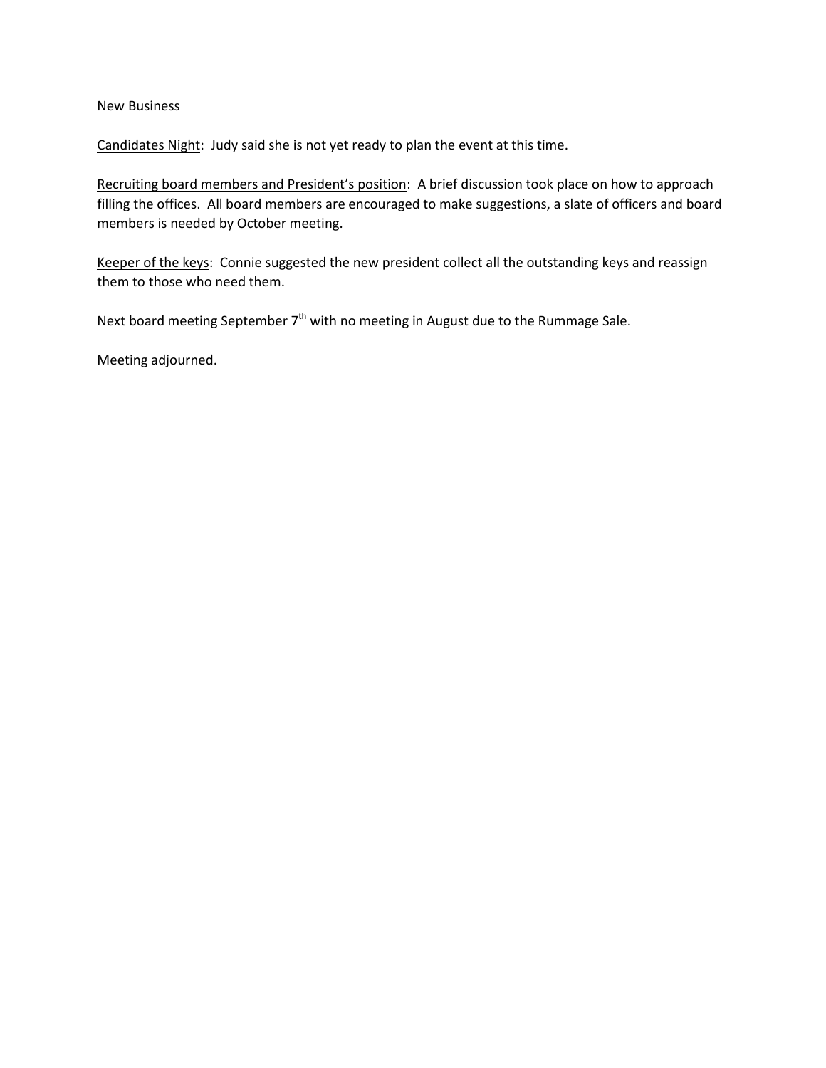New Business

<u>Candidates Night</u>: Judy said she is not yet ready to plan the event at this time.

<u>Recruiting board members and President's position</u>: A brief discussion took place on how to approach filling the offices. All board members are encouraged to make suggestions, a slate of officers and board members is needed by October meeting.

<u>Keeper of the keys</u>: Connie suggested the new president collect all the outstanding keys and reassign them to those who need them.

Next board meeting September 7th with no meeting in August due to the Rummage Sale.

Meeting adjourned.